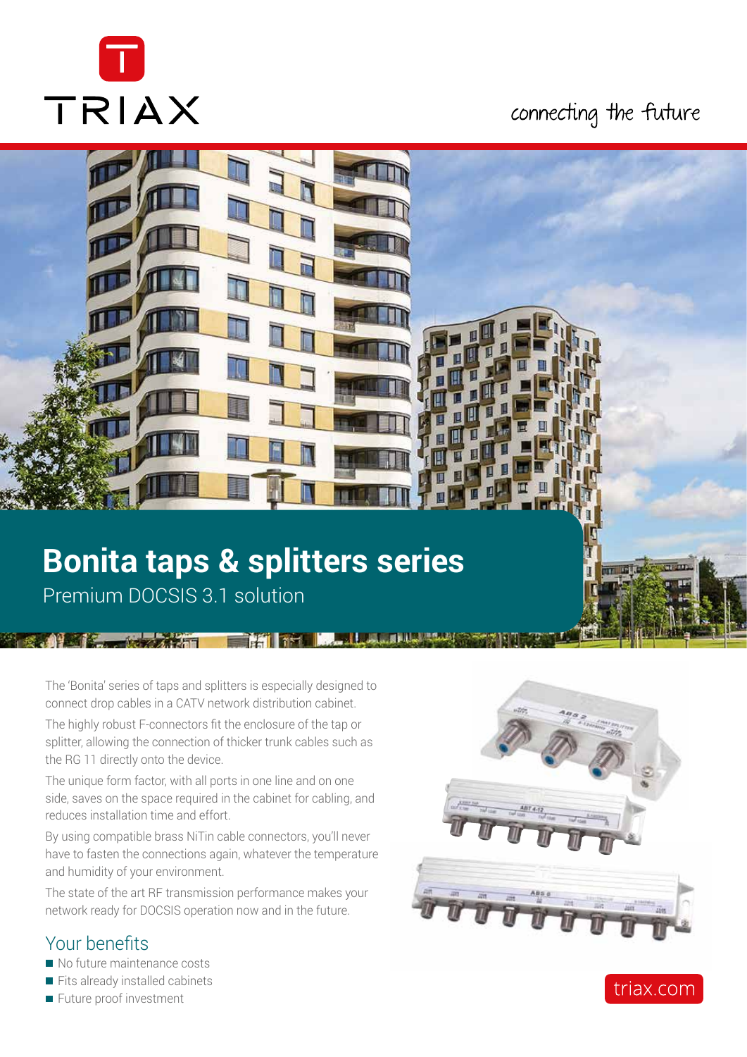TRIAX

connecting the future

# Bonita taps & splitters series

Premium DOCSIS 3.1 solution

The 'Bonita' series of taps and splitters is especially designed to connect drop cables in a CATV network distribution cabinet.

The highly robust F-connectors fit the enclosure of the tap or splitter, allowing the connection of thicker trunk cables such as the RG 11 directly onto the device.

The unique form factor, with all ports in one line and on one side, saves on the space required in the cabinet for cabling, and reduces installation time and effort.

By using compatible brass NiTin cable connectors, you'll never have to fasten the connections again, whatever the temperature and humidity of your environment.

The state of the art RF transmission performance makes your network ready for DOCSIS operation now and in the future.

## Your benefits

- No future maintenance costs
- Fits already installed cabinets
- Future proof investment

triax.com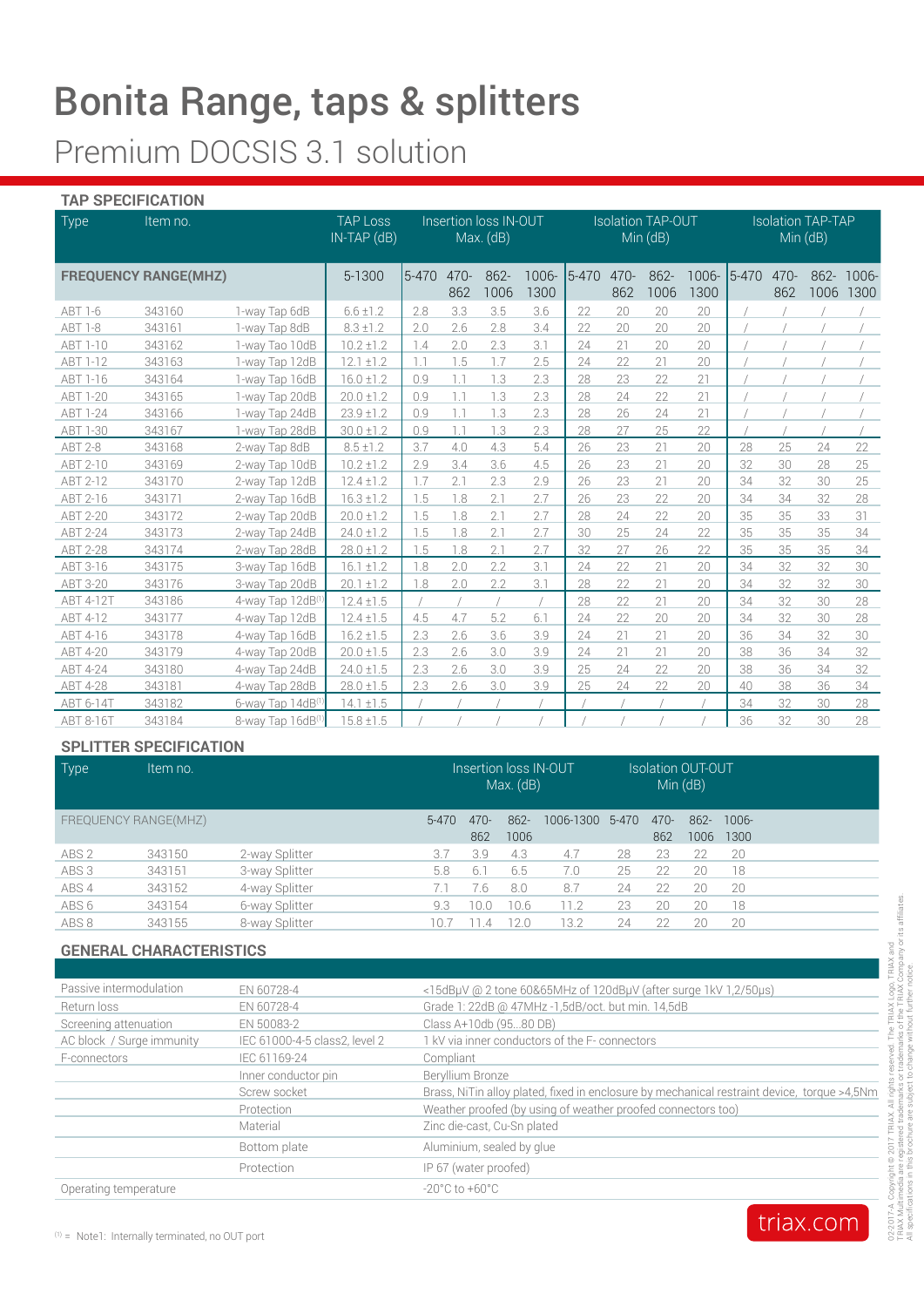# Bonita Range, taps & splitters

## Premium DOCSIS 3.1 solution

### TAP SPECIFICATION

| Type | Item no. | | TAP Loss IN-TAP (dB) | Insertion loss IN-OUT Max. (dB) | | | | Isolation TAP-OUT Min (dB) | | | | Isolation TAP-TAP Min (dB) | | | |
|---|---|---|---|---|---|---|---|---|---|---|---|---|---|---|---|
| **FREQUENCY RANGE(MHZ)** | | | 5-1300 | 5-470 | 470-862 | 862-1006 | 1006-1300 | 5-470 | 470-862 | 862-1006 | 1006-1300 | 5-470 | 470-862 | 862-1006 | 1006-1300 |
| ABT 1-6 | 343160 | 1-way Tap 6dB | 6.6 ±1.2 | 2.8 | 3.3 | 3.5 | 3.6 | 22 | 20 | 20 | 20 | / | / | / | / |
| ABT 1-8 | 343161 | 1-way Tap 8dB | 8.3 ±1.2 | 2.0 | 2.6 | 2.8 | 3.4 | 22 | 20 | 20 | 20 | / | / | / | / |
| ABT 1-10 | 343162 | 1-way Tao 10dB | 10.2 ±1.2 | 1.4 | 2.0 | 2.3 | 3.1 | 24 | 21 | 20 | 20 | / | / | / | / |
| ABT 1-12 | 343163 | 1-way Tap 12dB | 12.1 ±1.2 | 1.1 | 1.5 | 1.7 | 2.5 | 24 | 22 | 21 | 20 | / | / | / | / |
| ABT 1-16 | 343164 | 1-way Tap 16dB | 16.0 ±1.2 | 0.9 | 1.1 | 1.3 | 2.3 | 28 | 23 | 22 | 21 | / | / | / | / |
| ABT 1-20 | 343165 | 1-way Tap 20dB | 20.0 ±1.2 | 0.9 | 1.1 | 1.3 | 2.3 | 28 | 24 | 22 | 21 | / | / | / | / |
| ABT 1-24 | 343166 | 1-way Tap 24dB | 23.9 ±1.2 | 0.9 | 1.1 | 1.3 | 2.3 | 28 | 26 | 24 | 21 | / | / | / | / |
| ABT 1-30 | 343167 | 1-way Tap 28dB | 30.0 ±1.2 | 0.9 | 1.1 | 1.3 | 2.3 | 28 | 27 | 25 | 22 | / | / | / | / |
| ABT 2-8 | 343168 | 2-way Tap 8dB | 8.5 ±1.2 | 3.7 | 4.0 | 4.3 | 5.4 | 26 | 23 | 21 | 20 | 28 | 25 | 24 | 22 |
| ABT 2-10 | 343169 | 2-way Tap 10dB | 10.2 ±1.2 | 2.9 | 3.4 | 3.6 | 4.5 | 26 | 23 | 21 | 20 | 32 | 30 | 28 | 25 |
| ABT 2-12 | 343170 | 2-way Tap 12dB | 12.4 ±1.2 | 1.7 | 2.1 | 2.3 | 2.9 | 26 | 23 | 21 | 20 | 34 | 32 | 30 | 25 |
| ABT 2-16 | 343171 | 2-way Tap 16dB | 16.3 ±1.2 | 1.5 | 1.8 | 2.1 | 2.7 | 26 | 23 | 22 | 20 | 34 | 34 | 32 | 28 |
| ABT 2-20 | 343172 | 2-way Tap 20dB | 20.0 ±1.2 | 1.5 | 1.8 | 2.1 | 2.7 | 28 | 24 | 22 | 20 | 35 | 35 | 33 | 31 |
| ABT 2-24 | 343173 | 2-way Tap 24dB | 24.0 ±1.2 | 1.5 | 1.8 | 2.1 | 2.7 | 30 | 25 | 24 | 22 | 35 | 35 | 35 | 34 |
| ABT 2-28 | 343174 | 2-way Tap 28dB | 28.0 ±1.2 | 1.5 | 1.8 | 2.1 | 2.7 | 32 | 27 | 26 | 22 | 35 | 35 | 35 | 34 |
| ABT 3-16 | 343175 | 3-way Tap 16dB | 16.1 ±1.2 | 1.8 | 2.0 | 2.2 | 3.1 | 24 | 22 | 21 | 20 | 34 | 32 | 32 | 30 |
| ABT 3-20 | 343176 | 3-way Tap 20dB | 20.1 ±1.2 | 1.8 | 2.0 | 2.2 | 3.1 | 28 | 22 | 21 | 20 | 34 | 32 | 32 | 30 |
| ABT 4-12T | 343186 | 4-way Tap 12dB[1] | 12.4 ±1.5 | / | / | / | / | 28 | 22 | 21 | 20 | 34 | 32 | 30 | 28 |
| ABT 4-12 | 343177 | 4-way Tap 12dB | 12.4 ±1.5 | 4.5 | 4.7 | 5.2 | 6.1 | 24 | 22 | 20 | 20 | 34 | 32 | 30 | 28 |
| ABT 4-16 | 343178 | 4-way Tap 16dB | 16.2 ±1.5 | 2.3 | 2.6 | 3.6 | 3.9 | 24 | 21 | 21 | 20 | 36 | 34 | 32 | 30 |
| ABT 4-20 | 343179 | 4-way Tap 20dB | 20.0 ±1.5 | 2.3 | 2.6 | 3.0 | 3.9 | 24 | 21 | 21 | 20 | 38 | 36 | 34 | 32 |
| ABT 4-24 | 343180 | 4-way Tap 24dB | 24.0 ±1.5 | 2.3 | 2.6 | 3.0 | 3.9 | 25 | 24 | 22 | 20 | 38 | 36 | 34 | 32 |
| ABT 4-28 | 343181 | 4-way Tap 28dB | 28.0 ±1.5 | 2.3 | 2.6 | 3.0 | 3.9 | 25 | 24 | 22 | 20 | 40 | 38 | 36 | 34 |
| ABT 6-14T | 343182 | 6-way Tap 14dB[1] | 14.1 ±1.5 | / | / | / | / | / | / | / | / | 34 | 32 | 30 | 28 |
| ABT 8-16T | 343184 | 8-way Tap 16dB[1] | 15.8 ±1.5 | / | / | / | / | / | / | / | / | 36 | 32 | 30 | 28 |

### SPLITTER SPECIFICATION

| Type | Item no. | | Insertion loss IN-OUT Max. (dB) | | | | Isolation OUT-OUT Min (dB) | | | |
|---|---|---|---|---|---|---|---|---|---|---|
| FREQUENCY RANGE(MHZ) | | | 5-470 | 470-862 | 862-1006 | 1006-1300 | 5-470 | 470-862 | 862-1006 | 1006-1300 |
| ABS 2 | 343150 | 2-way Splitter | 3.7 | 3.9 | 4.3 | 4.7 | 28 | 23 | 22 | 20 |
| ABS 3 | 343151 | 3-way Splitter | 5.8 | 6.1 | 6.5 | 7.0 | 25 | 22 | 20 | 18 |
| ABS 4 | 343152 | 4-way Splitter | 7.1 | 7.6 | 8.0 | 8.7 | 24 | 22 | 20 | 20 |
| ABS 6 | 343154 | 6-way Splitter | 9.3 | 10.0 | 10.6 | 11.2 | 23 | 20 | 20 | 18 |
| ABS 8 | 343155 | 8-way Splitter | 10.7 | 11.4 | 12.0 | 13.2 | 24 | 22 | 20 | 20 |

### GENERAL CHARACTERISTICS

| | | |
|---|---|---|
| Passive intermodulation | EN 60728-4 | <15dBµV @ 2 tone 60&65MHz of 120dBµV (after surge 1kV 1,2/50µs) |
| Return loss | EN 60728-4 | Grade 1: 22dB @ 47MHz -1,5dB/oct. but min. 14,5dB |
| Screening attenuation | EN 50083-2 | Class A+10db (95...80 DB) |
| AC block / Surge immunity | IEC 61000-4-5 class2, level 2 | 1 kV via inner conductors of the F- connectors |
| F-connectors | IEC 61169-24 | Compliant |
| | Inner conductor pin | Beryllium Bronze |
| | Screw socket | Brass, NiTin alloy plated, fixed in enclosure by mechanical restraint device, torque >4,5Nm |
| | Protection | Weather proofed (by using of weather proofed connectors too) |
| | Material | Zinc die-cast, Cu-Sn plated |
| | Bottom plate | Aluminium, sealed by glue |
| | Protection | IP 67 (water proofed) |
| Operating temperature | | -20°C to +60°C |

[1] = Note1: Internally terminated, no OUT port

triax.com

02-2017-A. Copyright © 2017 TRIAX. All rights reserved. The TRIAX Logo, TRIAX and TRIAX Multimedia are registered trademarks or trademarks of the TRIAX Company or its affiliates. All specifications in this brochure are subject to change without further notice.